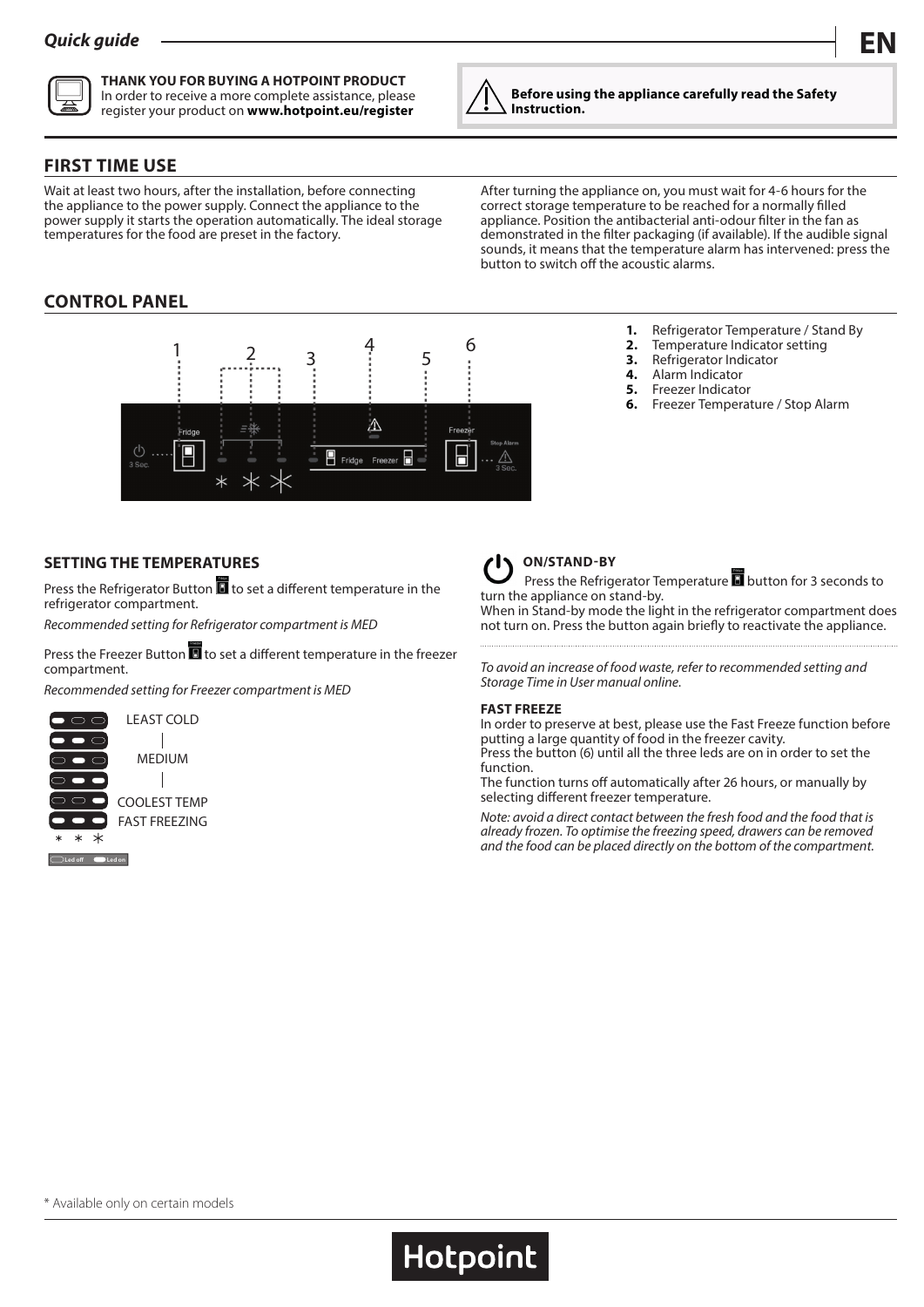## Quick guide

**EN**

**THANK YOU FOR BUYING A HOTPOINT PRODUCT**
In order to receive a more complete assistance, please register your product on **www.hotpoint.eu/register**

**Before using the appliance carefully read the Safety Instruction.**

## FIRST TIME USE

Wait at least two hours, after the installation, before connecting the appliance to the power supply. Connect the appliance to the power supply it starts the operation automatically. The ideal storage temperatures for the food are preset in the factory.

After turning the appliance on, you must wait for 4-6 hours for the correct storage temperature to be reached for a normally filled appliance. Position the antibacterial anti-odour filter in the fan as demonstrated in the filter packaging (if available). If the audible signal sounds, it means that the temperature alarm has intervened: press the button to switch off the acoustic alarms.

## CONTROL PANEL

1. Refrigerator Temperature / Stand By
2. Temperature Indicator setting
3. Refrigerator Indicator
4. Alarm Indicator
5. Freezer Indicator
6. Freezer Temperature / Stop Alarm

### SETTING THE TEMPERATURES

Press the Refrigerator Button to set a different temperature in the refrigerator compartment.

*Recommended setting for Refrigerator compartment is MED*

Press the Freezer Button to set a different temperature in the freezer compartment.

*Recommended setting for Freezer compartment is MED*

LEAST COLD

MEDIUM

COOLEST TEMP

FAST FREEZING

* * *

Led off   Led on

### ON/STAND-BY

Press the Refrigerator Temperature button for 3 seconds to turn the appliance on stand-by.
When in Stand-by mode the light in the refrigerator compartment does not turn on. Press the button again briefly to reactivate the appliance.

*To avoid an increase of food waste, refer to recommended setting and Storage Time in User manual online.*

**FAST FREEZE**

In order to preserve at best, please use the Fast Freeze function before putting a large quantity of food in the freezer cavity.
Press the button (6) until all the three leds are on in order to set the function.
The function turns off automatically after 26 hours, or manually by selecting different freezer temperature.

*Note: avoid a direct contact between the fresh food and the food that is already frozen. To optimise the freezing speed, drawers can be removed and the food can be placed directly on the bottom of the compartment.*

* Available only on certain models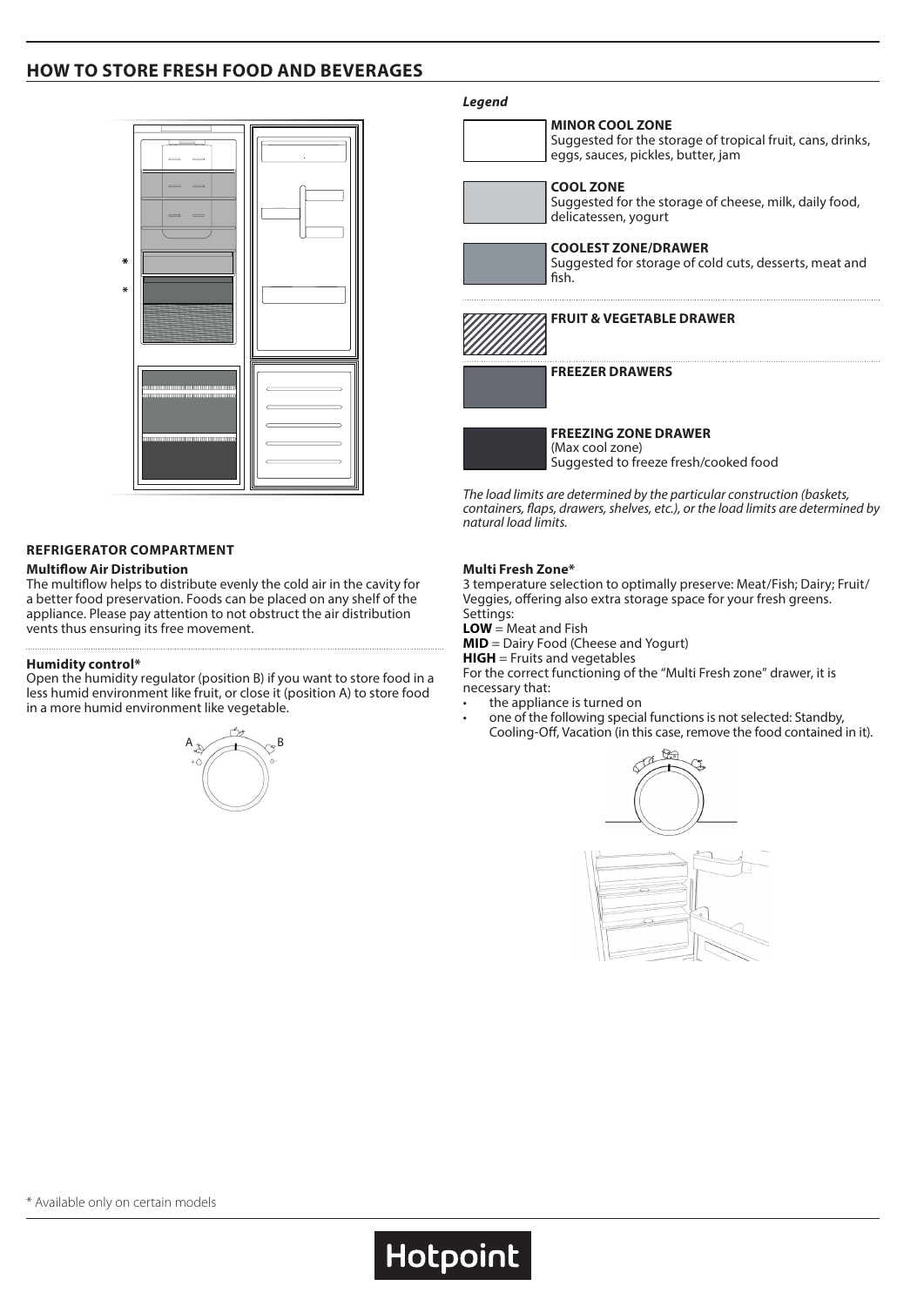## HOW TO STORE FRESH FOOD AND BEVERAGES

***Legend***

**MINOR COOL ZONE**
Suggested for the storage of tropical fruit, cans, drinks, eggs, sauces, pickles, butter, jam

**COOL ZONE**
Suggested for the storage of cheese, milk, daily food, delicatessen, yogurt

**COOLEST ZONE/DRAWER**
Suggested for storage of cold cuts, desserts, meat and fish.

**FRUIT & VEGETABLE DRAWER**

**FREEZER DRAWERS**

**FREEZING ZONE DRAWER**
(Max cool zone)
Suggested to freeze fresh/cooked food

*The load limits are determined by the particular construction (baskets, containers, flaps, drawers, shelves, etc.), or the load limits are determined by natural load limits.*

### REFRIGERATOR COMPARTMENT

**Multiflow Air Distribution**
The multiflow helps to distribute evenly the cold air in the cavity for a better food preservation. Foods can be placed on any shelf of the appliance. Please pay attention to not obstruct the air distribution vents thus ensuring its free movement.

**Humidity control***
Open the humidity regulator (position B) if you want to store food in a less humid environment like fruit, or close it (position A) to store food in a more humid environment like vegetable.

**Multi Fresh Zone***
3 temperature selection to optimally preserve: Meat/Fish; Dairy; Fruit/Veggies, offering also extra storage space for your fresh greens.
Settings:
**LOW** = Meat and Fish
**MID** = Dairy Food (Cheese and Yogurt)
**HIGH** = Fruits and vegetables
For the correct functioning of the "Multi Fresh zone" drawer, it is necessary that:

- the appliance is turned on
- one of the following special functions is not selected: Standby, Cooling-Off, Vacation (in this case, remove the food contained in it).

* Available only on certain models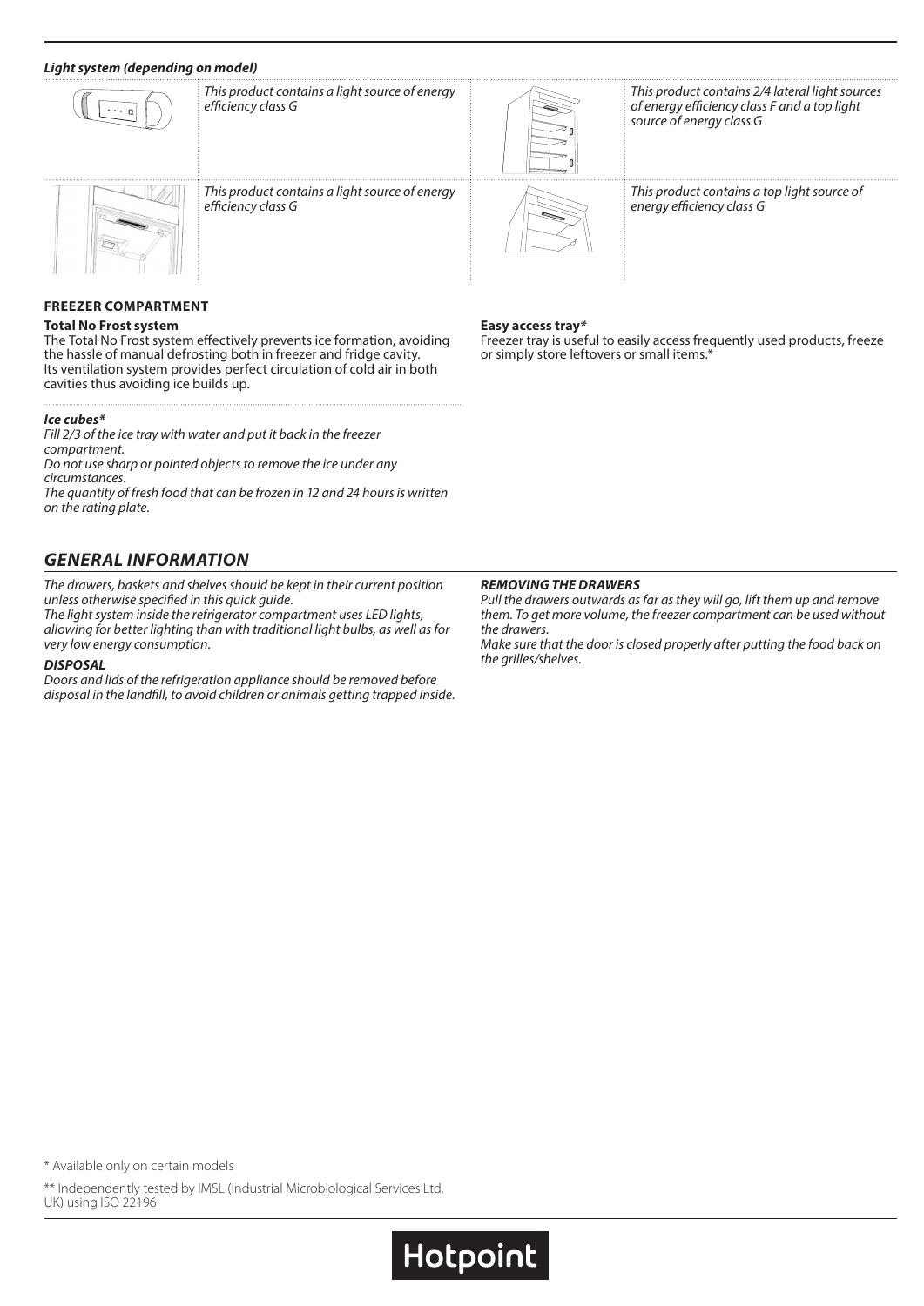***Light system (depending on model)***

*This product contains a light source of energy efficiency class G*

*This product contains 2/4 lateral light sources of energy efficiency class F and a top light source of energy class G*

*This product contains a light source of energy efficiency class G*

*This product contains a top light source of energy efficiency class G*

**FREEZER COMPARTMENT**

**Total No Frost system**
The Total No Frost system effectively prevents ice formation, avoiding the hassle of manual defrosting both in freezer and fridge cavity. Its ventilation system provides perfect circulation of cold air in both cavities thus avoiding ice builds up.

***Ice cubes****
*Fill 2/3 of the ice tray with water and put it back in the freezer compartment.*
*Do not use sharp or pointed objects to remove the ice under any circumstances.*
*The quantity of fresh food that can be frozen in 12 and 24 hours is written on the rating plate.*

**Easy access tray***
Freezer tray is useful to easily access frequently used products, freeze or simply store leftovers or small items.*

## *GENERAL INFORMATION*

*The drawers, baskets and shelves should be kept in their current position unless otherwise specified in this quick guide.*
*The light system inside the refrigerator compartment uses LED lights, allowing for better lighting than with traditional light bulbs, as well as for very low energy consumption.*

***DISPOSAL***
*Doors and lids of the refrigeration appliance should be removed before disposal in the landfill, to avoid children or animals getting trapped inside.*

***REMOVING THE DRAWERS***
*Pull the drawers outwards as far as they will go, lift them up and remove them. To get more volume, the freezer compartment can be used without the drawers.*
*Make sure that the door is closed properly after putting the food back on the grilles/shelves.*

\* Available only on certain models

\*\* Independently tested by IMSL (Industrial Microbiological Services Ltd, UK) using ISO 22196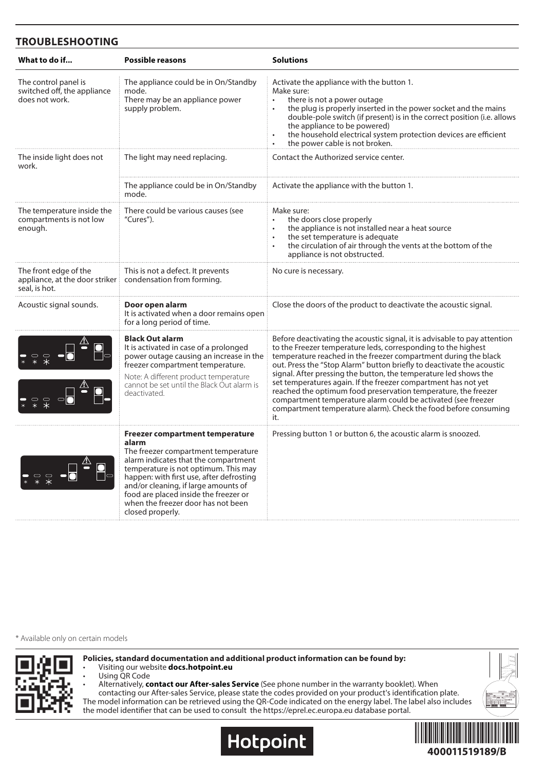## TROUBLESHOOTING

| What to do if... | Possible reasons | Solutions |
|---|---|---|
| The control panel is switched off, the appliance does not work. | The appliance could be in On/Standby mode. There may be an appliance power supply problem. | Activate the appliance with the button 1. Make sure: • there is not a power outage • the plug is properly inserted in the power socket and the mains double-pole switch (if present) is in the correct position (i.e. allows the appliance to be powered) • the household electrical system protection devices are efficient • the power cable is not broken. |
| The inside light does not work. | The light may need replacing. | Contact the Authorized service center. |
| | The appliance could be in On/Standby mode. | Activate the appliance with the button 1. |
| The temperature inside the compartments is not low enough. | There could be various causes (see "Cures"). | Make sure: • the doors close properly • the appliance is not installed near a heat source • the set temperature is adequate • the circulation of air through the vents at the bottom of the appliance is not obstructed. |
| The front edge of the appliance, at the door striker seal, is hot. | This is not a defect. It prevents condensation from forming. | No cure is necessary. |
| Acoustic signal sounds. | **Door open alarm** It is activated when a door remains open for a long period of time. | Close the doors of the product to deactivate the acoustic signal. |
| | **Black Out alarm** It is activated in case of a prolonged power outage causing an increase in the freezer compartment temperature. Note: A different product temperature cannot be set until the Black Out alarm is deactivated. | Before deactivating the acoustic signal, it is advisable to pay attention to the Freezer temperature leds, corresponding to the highest temperature reached in the freezer compartment during the black out. Press the "Stop Alarm" button briefly to deactivate the acoustic signal. After pressing the button, the temperature led shows the set temperatures again. If the freezer compartment has not yet reached the optimum food preservation temperature, the freezer compartment temperature alarm could be activated (see freezer compartment temperature alarm). Check the food before consuming it. |
| | **Freezer compartment temperature alarm** The freezer compartment temperature alarm indicates that the compartment temperature is not optimum. This may happen: with first use, after defrosting and/or cleaning, if large amounts of food are placed inside the freezer or when the freezer door has not been closed properly. | Pressing button 1 or button 6, the acoustic alarm is snoozed. |

* Available only on certain models

**Policies, standard documentation and additional product information can be found by:**
- Visiting our website **docs.hotpoint.eu**
- Using QR Code
- Alternatively, **contact our After-sales Service** (See phone number in the warranty booklet). When contacting our After-sales Service, please state the codes provided on your product's identification plate.

The model information can be retrieved using the QR-Code indicated on the energy label. The label also includes the model identifier that can be used to consult the https://eprel.ec.europa.eu database portal.

Hotpoint

400011519189/B